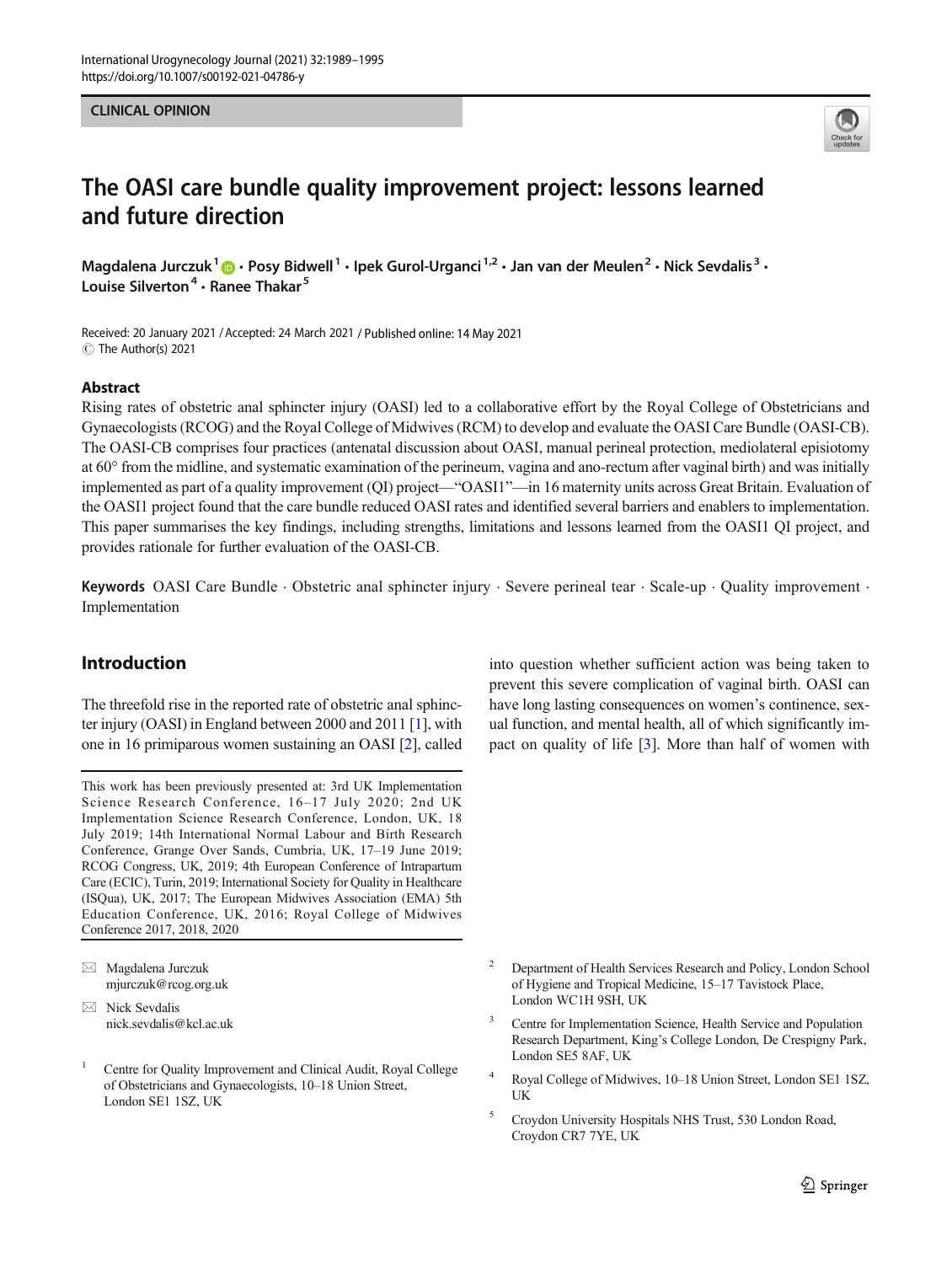CLINICAL OPINION

# The OASI care bundle quality improvement project: lessons learned and future direction

Magdalena Jurczuk[1] · Posy Bidwell[1] · Ipek Gurol-Urganci[1,2] · Jan van der Meulen[2] · Nick Sevdalis[3] · Louise Silverton[4] · Ranee Thakar[5]

Received: 20 January 2021 / Accepted: 24 March 2021 / Published online: 14 May 2021
© The Author(s) 2021

## Abstract

Rising rates of obstetric anal sphincter injury (OASI) led to a collaborative effort by the Royal College of Obstetricians and Gynaecologists (RCOG) and the Royal College of Midwives (RCM) to develop and evaluate the OASI Care Bundle (OASI-CB). The OASI-CB comprises four practices (antenatal discussion about OASI, manual perineal protection, mediolateral episiotomy at 60° from the midline, and systematic examination of the perineum, vagina and ano-rectum after vaginal birth) and was initially implemented as part of a quality improvement (QI) project—"OASI1"—in 16 maternity units across Great Britain. Evaluation of the OASI1 project found that the care bundle reduced OASI rates and identified several barriers and enablers to implementation. This paper summarises the key findings, including strengths, limitations and lessons learned from the OASI1 QI project, and provides rationale for further evaluation of the OASI-CB.

**Keywords** OASI Care Bundle · Obstetric anal sphincter injury · Severe perineal tear · Scale-up · Quality improvement · Implementation

## Introduction

The threefold rise in the reported rate of obstetric anal sphincter injury (OASI) in England between 2000 and 2011 [1], with one in 16 primiparous women sustaining an OASI [2], called into question whether sufficient action was being taken to prevent this severe complication of vaginal birth. OASI can have long lasting consequences on women's continence, sexual function, and mental health, all of which significantly impact on quality of life [3]. More than half of women with

This work has been previously presented at: 3rd UK Implementation Science Research Conference, 16–17 July 2020; 2nd UK Implementation Science Research Conference, London, UK, 18 July 2019; 14th International Normal Labour and Birth Research Conference, Grange Over Sands, Cumbria, UK, 17–19 June 2019; RCOG Congress, UK, 2019; 4th European Conference of Intrapartum Care (ECIC), Turin, 2019; International Society for Quality in Healthcare (ISQua), UK, 2017; The European Midwives Association (EMA) 5th Education Conference, UK, 2016; Royal College of Midwives Conference 2017, 2018, 2020

✉ Magdalena Jurczuk
mjurczuk@rcog.org.uk

✉ Nick Sevdalis
nick.sevdalis@kcl.ac.uk

[1] Centre for Quality Improvement and Clinical Audit, Royal College of Obstetricians and Gynaecologists, 10–18 Union Street, London SE1 1SZ, UK

[2] Department of Health Services Research and Policy, London School of Hygiene and Tropical Medicine, 15–17 Tavistock Place, London WC1H 9SH, UK

[3] Centre for Implementation Science, Health Service and Population Research Department, King's College London, De Crespigny Park, London SE5 8AF, UK

[4] Royal College of Midwives, 10–18 Union Street, London SE1 1SZ, UK

[5] Croydon University Hospitals NHS Trust, 530 London Road, Croydon CR7 7YE, UK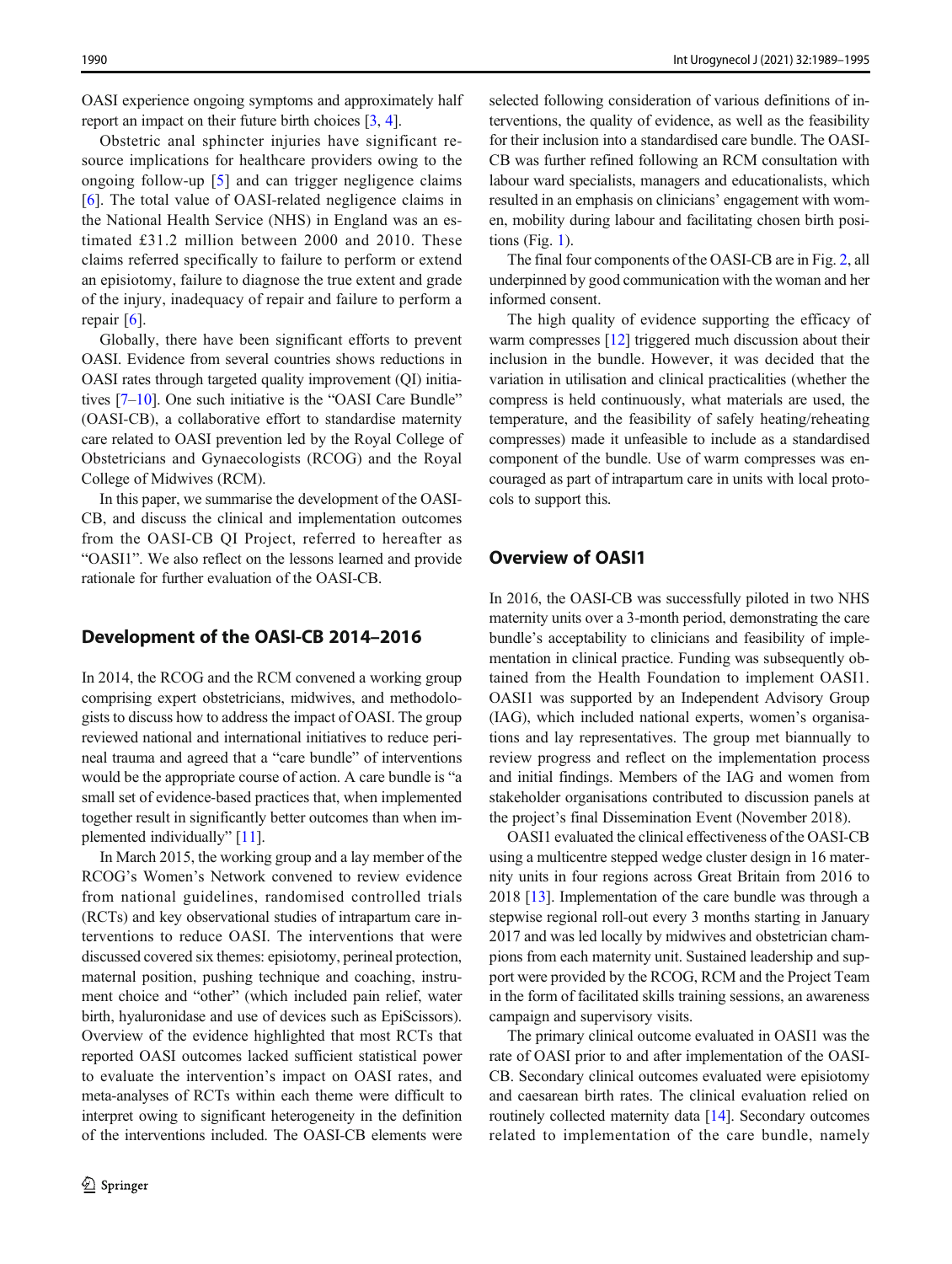OASI experience ongoing symptoms and approximately half report an impact on their future birth choices [3, 4].

Obstetric anal sphincter injuries have significant resource implications for healthcare providers owing to the ongoing follow-up [5] and can trigger negligence claims [6]. The total value of OASI-related negligence claims in the National Health Service (NHS) in England was an estimated £31.2 million between 2000 and 2010. These claims referred specifically to failure to perform or extend an episiotomy, failure to diagnose the true extent and grade of the injury, inadequacy of repair and failure to perform a repair [6].

Globally, there have been significant efforts to prevent OASI. Evidence from several countries shows reductions in OASI rates through targeted quality improvement (QI) initiatives [7–10]. One such initiative is the "OASI Care Bundle" (OASI-CB), a collaborative effort to standardise maternity care related to OASI prevention led by the Royal College of Obstetricians and Gynaecologists (RCOG) and the Royal College of Midwives (RCM).

In this paper, we summarise the development of the OASI-CB, and discuss the clinical and implementation outcomes from the OASI-CB QI Project, referred to hereafter as "OASI1". We also reflect on the lessons learned and provide rationale for further evaluation of the OASI-CB.

## Development of the OASI-CB 2014–2016

In 2014, the RCOG and the RCM convened a working group comprising expert obstetricians, midwives, and methodologists to discuss how to address the impact of OASI. The group reviewed national and international initiatives to reduce perineal trauma and agreed that a "care bundle" of interventions would be the appropriate course of action. A care bundle is "a small set of evidence-based practices that, when implemented together result in significantly better outcomes than when implemented individually" [11].

In March 2015, the working group and a lay member of the RCOG's Women's Network convened to review evidence from national guidelines, randomised controlled trials (RCTs) and key observational studies of intrapartum care interventions to reduce OASI. The interventions that were discussed covered six themes: episiotomy, perineal protection, maternal position, pushing technique and coaching, instrument choice and "other" (which included pain relief, water birth, hyaluronidase and use of devices such as EpiScissors). Overview of the evidence highlighted that most RCTs that reported OASI outcomes lacked sufficient statistical power to evaluate the intervention's impact on OASI rates, and meta-analyses of RCTs within each theme were difficult to interpret owing to significant heterogeneity in the definition of the interventions included. The OASI-CB elements were selected following consideration of various definitions of interventions, the quality of evidence, as well as the feasibility for their inclusion into a standardised care bundle. The OASI-CB was further refined following an RCM consultation with labour ward specialists, managers and educationalists, which resulted in an emphasis on clinicians' engagement with women, mobility during labour and facilitating chosen birth positions (Fig. 1).

The final four components of the OASI-CB are in Fig. 2, all underpinned by good communication with the woman and her informed consent.

The high quality of evidence supporting the efficacy of warm compresses [12] triggered much discussion about their inclusion in the bundle. However, it was decided that the variation in utilisation and clinical practicalities (whether the compress is held continuously, what materials are used, the temperature, and the feasibility of safely heating/reheating compresses) made it unfeasible to include as a standardised component of the bundle. Use of warm compresses was encouraged as part of intrapartum care in units with local protocols to support this.

## Overview of OASI1

In 2016, the OASI-CB was successfully piloted in two NHS maternity units over a 3-month period, demonstrating the care bundle's acceptability to clinicians and feasibility of implementation in clinical practice. Funding was subsequently obtained from the Health Foundation to implement OASI1. OASI1 was supported by an Independent Advisory Group (IAG), which included national experts, women's organisations and lay representatives. The group met biannually to review progress and reflect on the implementation process and initial findings. Members of the IAG and women from stakeholder organisations contributed to discussion panels at the project's final Dissemination Event (November 2018).

OASI1 evaluated the clinical effectiveness of the OASI-CB using a multicentre stepped wedge cluster design in 16 maternity units in four regions across Great Britain from 2016 to 2018 [13]. Implementation of the care bundle was through a stepwise regional roll-out every 3 months starting in January 2017 and was led locally by midwives and obstetrician champions from each maternity unit. Sustained leadership and support were provided by the RCOG, RCM and the Project Team in the form of facilitated skills training sessions, an awareness campaign and supervisory visits.

The primary clinical outcome evaluated in OASI1 was the rate of OASI prior to and after implementation of the OASI-CB. Secondary clinical outcomes evaluated were episiotomy and caesarean birth rates. The clinical evaluation relied on routinely collected maternity data [14]. Secondary outcomes related to implementation of the care bundle, namely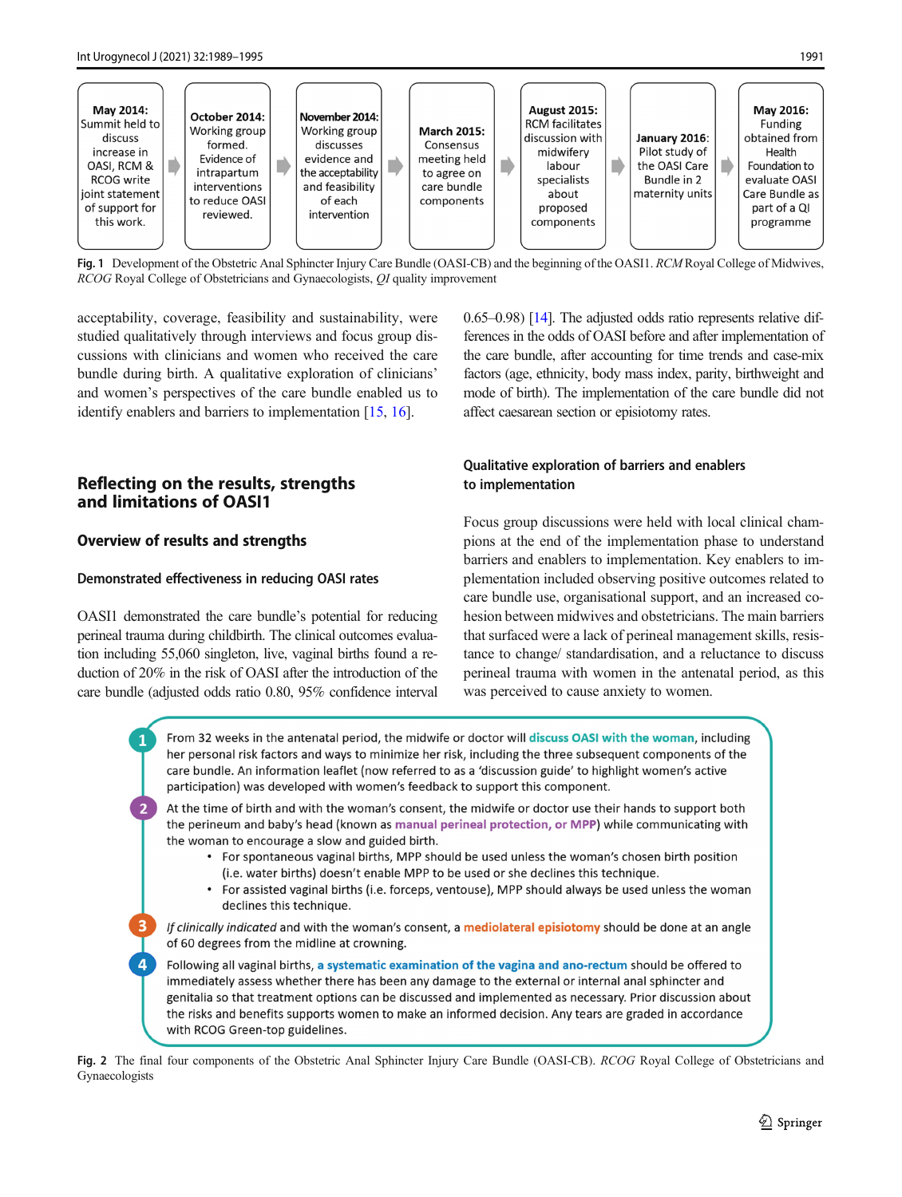May 2014: Summit held to discuss increase in OASI, RCM & RCOG write joint statement of support for this work. → October 2014: Working group formed. Evidence of intrapartum interventions to reduce OASI reviewed. → November 2014: Working group discusses evidence and the acceptability and feasibility of each intervention → March 2015: Consensus meeting held to agree on care bundle components → August 2015: RCM facilitates discussion with midwifery labour specialists about proposed components → January 2016: Pilot study of the OASI Care Bundle in 2 maternity units → May 2016: Funding obtained from Health Foundation to evaluate OASI Care Bundle as part of a QI programme

**Fig. 1** Development of the Obstetric Anal Sphincter Injury Care Bundle (OASI-CB) and the beginning of the OASI1. *RCM* Royal College of Midwives, *RCOG* Royal College of Obstetricians and Gynaecologists, *QI* quality improvement

acceptability, coverage, feasibility and sustainability, were studied qualitatively through interviews and focus group discussions with clinicians and women who received the care bundle during birth. A qualitative exploration of clinicians' and women's perspectives of the care bundle enabled us to identify enablers and barriers to implementation [15, 16].

## Reflecting on the results, strengths and limitations of OASI1

### Overview of results and strengths

#### Demonstrated effectiveness in reducing OASI rates

OASI1 demonstrated the care bundle's potential for reducing perineal trauma during childbirth. The clinical outcomes evaluation including 55,060 singleton, live, vaginal births found a reduction of 20% in the risk of OASI after the introduction of the care bundle (adjusted odds ratio 0.80, 95% confidence interval 0.65–0.98) [14]. The adjusted odds ratio represents relative differences in the odds of OASI before and after implementation of the care bundle, after accounting for time trends and case-mix factors (age, ethnicity, body mass index, parity, birthweight and mode of birth). The implementation of the care bundle did not affect caesarean section or episiotomy rates.

#### Qualitative exploration of barriers and enablers to implementation

Focus group discussions were held with local clinical champions at the end of the implementation phase to understand barriers and enablers to implementation. Key enablers to implementation included observing positive outcomes related to care bundle use, organisational support, and an increased cohesion between midwives and obstetricians. The main barriers that surfaced were a lack of perineal management skills, resistance to change/ standardisation, and a reluctance to discuss perineal trauma with women in the antenatal period, as this was perceived to cause anxiety to women.

1. From 32 weeks in the antenatal period, the midwife or doctor will **discuss OASI with the woman**, including her personal risk factors and ways to minimize her risk, including the three subsequent components of the care bundle. An information leaflet (now referred to as a 'discussion guide' to highlight women's active participation) was developed with women's feedback to support this component.
2. At the time of birth and with the woman's consent, the midwife or doctor use their hands to support both the perineum and baby's head (known as **manual perineal protection, or MPP**) while communicating with the woman to encourage a slow and guided birth.
   - For spontaneous vaginal births, MPP should be used unless the woman's chosen birth position (i.e. water births) doesn't enable MPP to be used or she declines this technique.
   - For assisted vaginal births (i.e. forceps, ventouse), MPP should always be used unless the woman declines this technique.
3. *If clinically indicated* and with the woman's consent, a **mediolateral episiotomy** should be done at an angle of 60 degrees from the midline at crowning.
4. Following all vaginal births, **a systematic examination of the vagina and ano-rectum** should be offered to immediately assess whether there has been any damage to the external or internal anal sphincter and genitalia so that treatment options can be discussed and implemented as necessary. Prior discussion about the risks and benefits supports women to make an informed decision. Any tears are graded in accordance with RCOG Green-top guidelines.

**Fig. 2** The final four components of the Obstetric Anal Sphincter Injury Care Bundle (OASI-CB). *RCOG* Royal College of Obstetricians and Gynaecologists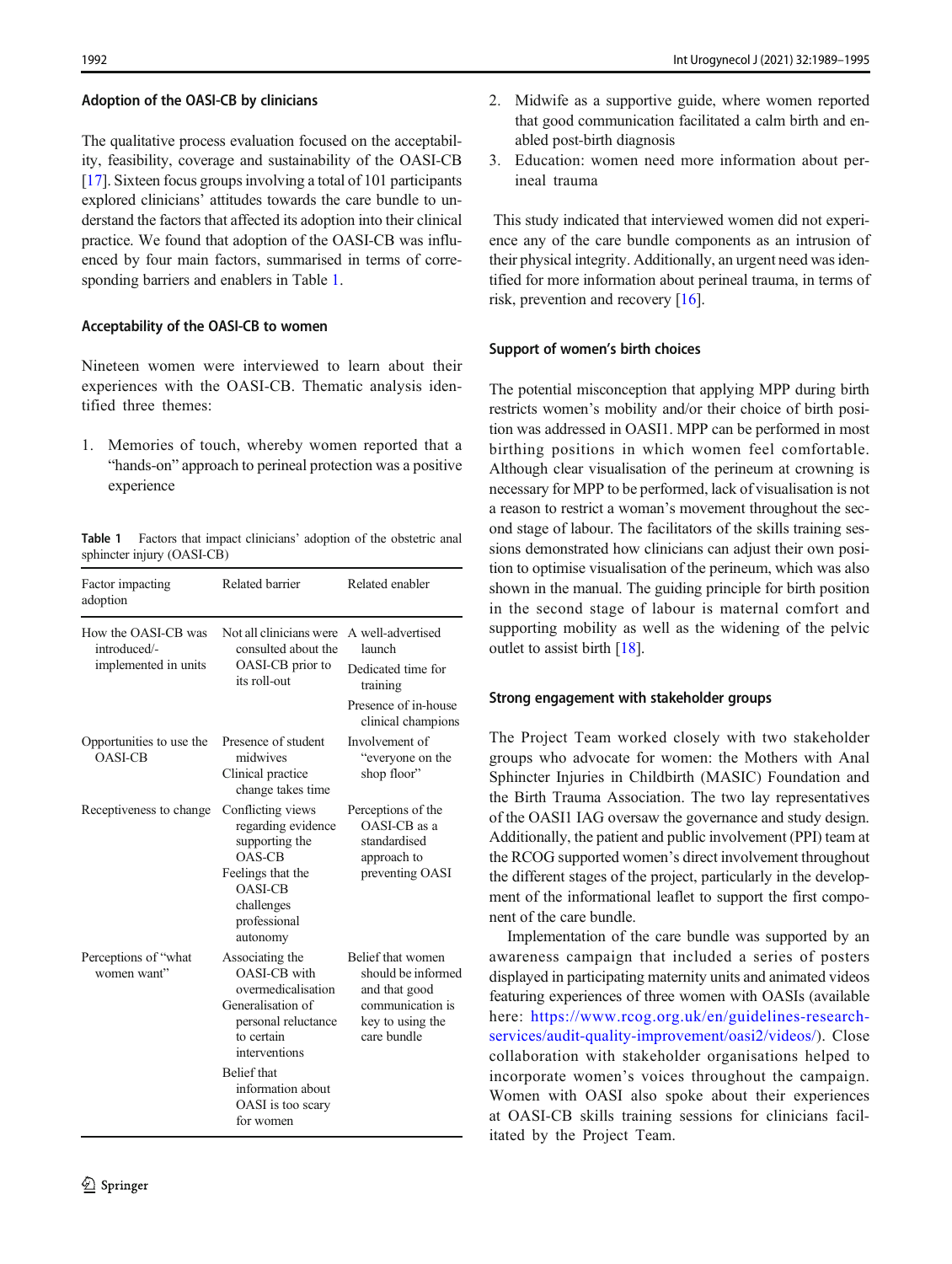### Adoption of the OASI-CB by clinicians

The qualitative process evaluation focused on the acceptability, feasibility, coverage and sustainability of the OASI-CB [17]. Sixteen focus groups involving a total of 101 participants explored clinicians' attitudes towards the care bundle to understand the factors that affected its adoption into their clinical practice. We found that adoption of the OASI-CB was influenced by four main factors, summarised in terms of corresponding barriers and enablers in Table 1.

### Acceptability of the OASI-CB to women

Nineteen women were interviewed to learn about their experiences with the OASI-CB. Thematic analysis identified three themes:

1. Memories of touch, whereby women reported that a "hands-on" approach to perineal protection was a positive experience
2. Midwife as a supportive guide, where women reported that good communication facilitated a calm birth and enabled post-birth diagnosis
3. Education: women need more information about perineal trauma

**Table 1** Factors that impact clinicians' adoption of the obstetric anal sphincter injury (OASI-CB)

| Factor impacting adoption | Related barrier | Related enabler |
|---|---|---|
| How the OASI-CB was introduced/-implemented in units | Not all clinicians were consulted about the OASI-CB prior to its roll-out | A well-advertised launch<br>Dedicated time for training<br>Presence of in-house clinical champions |
| Opportunities to use the OASI-CB | Presence of student midwives<br>Clinical practice change takes time | Involvement of "everyone on the shop floor" |
| Receptiveness to change | Conflicting views regarding evidence supporting the OAS-CB<br>Feelings that the OASI-CB challenges professional autonomy | Perceptions of the OASI-CB as a standardised approach to preventing OASI |
| Perceptions of "what women want" | Associating the OASI-CB with overmedicalisation<br>Generalisation of personal reluctance to certain interventions<br>Belief that information about OASI is too scary for women | Belief that women should be informed and that good communication is key to using the care bundle |

This study indicated that interviewed women did not experience any of the care bundle components as an intrusion of their physical integrity. Additionally, an urgent need was identified for more information about perineal trauma, in terms of risk, prevention and recovery [16].

### Support of women's birth choices

The potential misconception that applying MPP during birth restricts women's mobility and/or their choice of birth position was addressed in OASI1. MPP can be performed in most birthing positions in which women feel comfortable. Although clear visualisation of the perineum at crowning is necessary for MPP to be performed, lack of visualisation is not a reason to restrict a woman's movement throughout the second stage of labour. The facilitators of the skills training sessions demonstrated how clinicians can adjust their own position to optimise visualisation of the perineum, which was also shown in the manual. The guiding principle for birth position in the second stage of labour is maternal comfort and supporting mobility as well as the widening of the pelvic outlet to assist birth [18].

### Strong engagement with stakeholder groups

The Project Team worked closely with two stakeholder groups who advocate for women: the Mothers with Anal Sphincter Injuries in Childbirth (MASIC) Foundation and the Birth Trauma Association. The two lay representatives of the OASI1 IAG oversaw the governance and study design. Additionally, the patient and public involvement (PPI) team at the RCOG supported women's direct involvement throughout the different stages of the project, particularly in the development of the informational leaflet to support the first component of the care bundle.

Implementation of the care bundle was supported by an awareness campaign that included a series of posters displayed in participating maternity units and animated videos featuring experiences of three women with OASIs (available here: https://www.rcog.org.uk/en/guidelines-research-services/audit-quality-improvement/oasi2/videos/). Close collaboration with stakeholder organisations helped to incorporate women's voices throughout the campaign. Women with OASI also spoke about their experiences at OASI-CB skills training sessions for clinicians facilitated by the Project Team.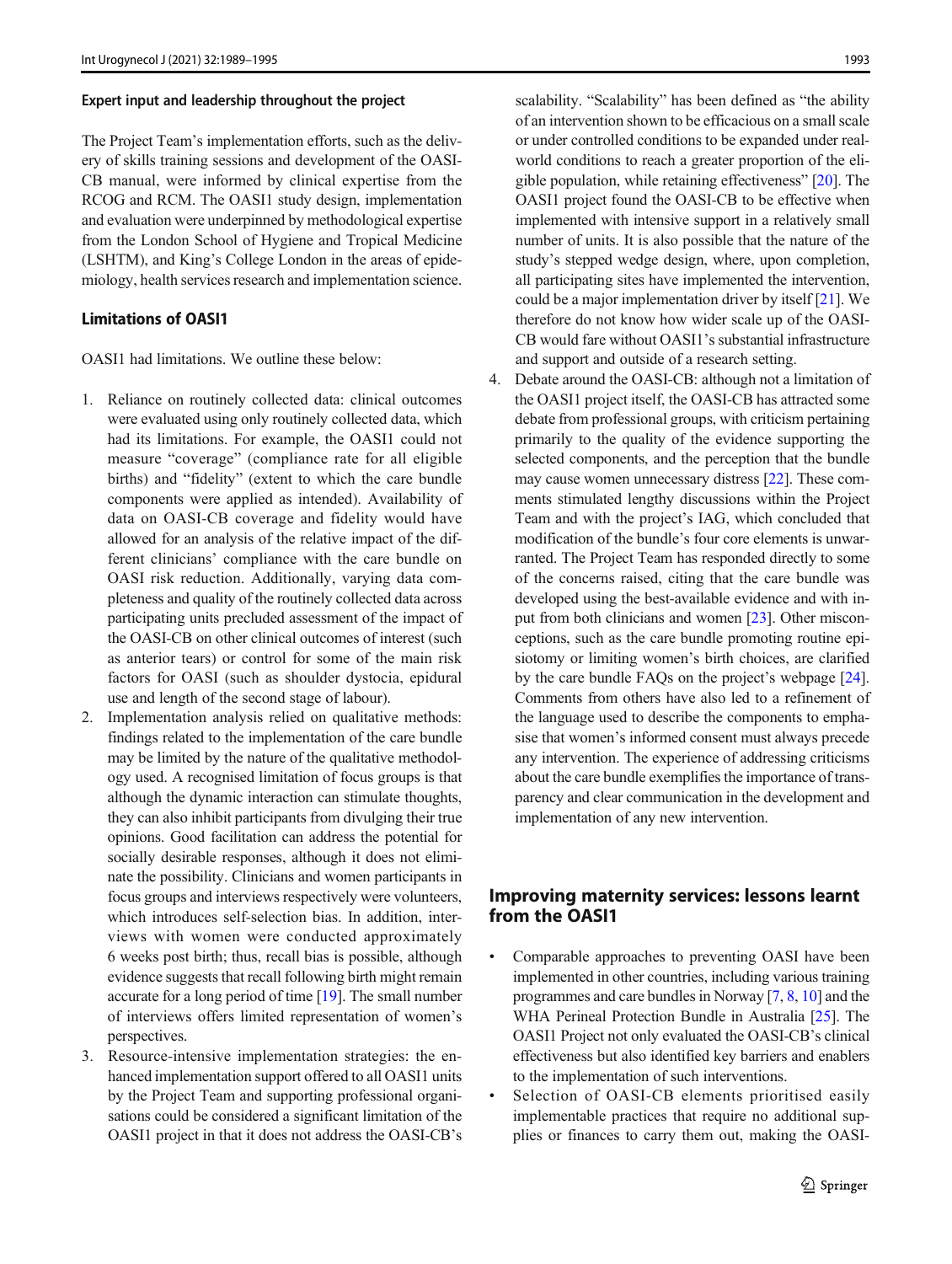#### Expert input and leadership throughout the project

The Project Team's implementation efforts, such as the delivery of skills training sessions and development of the OASI-CB manual, were informed by clinical expertise from the RCOG and RCM. The OASI1 study design, implementation and evaluation were underpinned by methodological expertise from the London School of Hygiene and Tropical Medicine (LSHTM), and King's College London in the areas of epidemiology, health services research and implementation science.

### Limitations of OASI1

OASI1 had limitations. We outline these below:

1. Reliance on routinely collected data: clinical outcomes were evaluated using only routinely collected data, which had its limitations. For example, the OASI1 could not measure "coverage" (compliance rate for all eligible births) and "fidelity" (extent to which the care bundle components were applied as intended). Availability of data on OASI-CB coverage and fidelity would have allowed for an analysis of the relative impact of the different clinicians' compliance with the care bundle on OASI risk reduction. Additionally, varying data completeness and quality of the routinely collected data across participating units precluded assessment of the impact of the OASI-CB on other clinical outcomes of interest (such as anterior tears) or control for some of the main risk factors for OASI (such as shoulder dystocia, epidural use and length of the second stage of labour).
2. Implementation analysis relied on qualitative methods: findings related to the implementation of the care bundle may be limited by the nature of the qualitative methodology used. A recognised limitation of focus groups is that although the dynamic interaction can stimulate thoughts, they can also inhibit participants from divulging their true opinions. Good facilitation can address the potential for socially desirable responses, although it does not eliminate the possibility. Clinicians and women participants in focus groups and interviews respectively were volunteers, which introduces self-selection bias. In addition, interviews with women were conducted approximately 6 weeks post birth; thus, recall bias is possible, although evidence suggests that recall following birth might remain accurate for a long period of time [19]. The small number of interviews offers limited representation of women's perspectives.
3. Resource-intensive implementation strategies: the enhanced implementation support offered to all OASI1 units by the Project Team and supporting professional organisations could be considered a significant limitation of the OASI1 project in that it does not address the OASI-CB's scalability. "Scalability" has been defined as "the ability of an intervention shown to be efficacious on a small scale or under controlled conditions to be expanded under real-world conditions to reach a greater proportion of the eligible population, while retaining effectiveness" [20]. The OASI1 project found the OASI-CB to be effective when implemented with intensive support in a relatively small number of units. It is also possible that the nature of the study's stepped wedge design, where, upon completion, all participating sites have implemented the intervention, could be a major implementation driver by itself [21]. We therefore do not know how wider scale up of the OASI-CB would fare without OASI1's substantial infrastructure and support and outside of a research setting.
4. Debate around the OASI-CB: although not a limitation of the OASI1 project itself, the OASI-CB has attracted some debate from professional groups, with criticism pertaining primarily to the quality of the evidence supporting the selected components, and the perception that the bundle may cause women unnecessary distress [22]. These comments stimulated lengthy discussions within the Project Team and with the project's IAG, which concluded that modification of the bundle's four core elements is unwarranted. The Project Team has responded directly to some of the concerns raised, citing that the care bundle was developed using the best-available evidence and with input from both clinicians and women [23]. Other misconceptions, such as the care bundle promoting routine episiotomy or limiting women's birth choices, are clarified by the care bundle FAQs on the project's webpage [24]. Comments from others have also led to a refinement of the language used to describe the components to emphasise that women's informed consent must always precede any intervention. The experience of addressing criticisms about the care bundle exemplifies the importance of transparency and clear communication in the development and implementation of any new intervention.

## Improving maternity services: lessons learnt from the OASI1

- Comparable approaches to preventing OASI have been implemented in other countries, including various training programmes and care bundles in Norway [7, 8, 10] and the WHA Perineal Protection Bundle in Australia [25]. The OASI1 Project not only evaluated the OASI-CB's clinical effectiveness but also identified key barriers and enablers to the implementation of such interventions.
- Selection of OASI-CB elements prioritised easily implementable practices that require no additional supplies or finances to carry them out, making the OASI-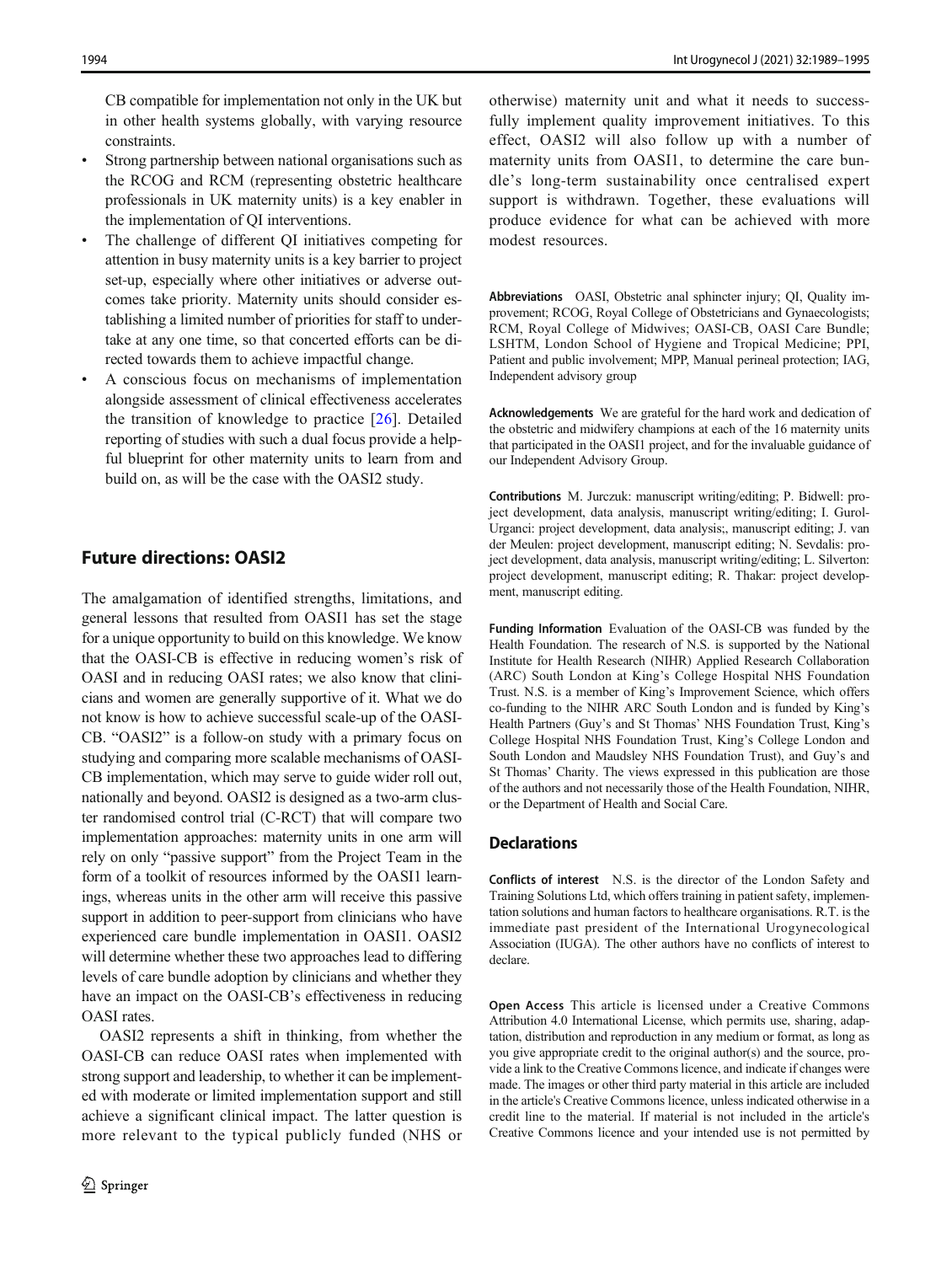CB compatible for implementation not only in the UK but in other health systems globally, with varying resource constraints.

- Strong partnership between national organisations such as the RCOG and RCM (representing obstetric healthcare professionals in UK maternity units) is a key enabler in the implementation of QI interventions.
- The challenge of different QI initiatives competing for attention in busy maternity units is a key barrier to project set-up, especially where other initiatives or adverse outcomes take priority. Maternity units should consider establishing a limited number of priorities for staff to undertake at any one time, so that concerted efforts can be directed towards them to achieve impactful change.
- A conscious focus on mechanisms of implementation alongside assessment of clinical effectiveness accelerates the transition of knowledge to practice [26]. Detailed reporting of studies with such a dual focus provide a helpful blueprint for other maternity units to learn from and build on, as will be the case with the OASI2 study.

## Future directions: OASI2

The amalgamation of identified strengths, limitations, and general lessons that resulted from OASI1 has set the stage for a unique opportunity to build on this knowledge. We know that the OASI-CB is effective in reducing women's risk of OASI and in reducing OASI rates; we also know that clinicians and women are generally supportive of it. What we do not know is how to achieve successful scale-up of the OASI-CB. "OASI2" is a follow-on study with a primary focus on studying and comparing more scalable mechanisms of OASI-CB implementation, which may serve to guide wider roll out, nationally and beyond. OASI2 is designed as a two-arm cluster randomised control trial (C-RCT) that will compare two implementation approaches: maternity units in one arm will rely on only "passive support" from the Project Team in the form of a toolkit of resources informed by the OASI1 learnings, whereas units in the other arm will receive this passive support in addition to peer-support from clinicians who have experienced care bundle implementation in OASI1. OASI2 will determine whether these two approaches lead to differing levels of care bundle adoption by clinicians and whether they have an impact on the OASI-CB's effectiveness in reducing OASI rates.

OASI2 represents a shift in thinking, from whether the OASI-CB can reduce OASI rates when implemented with strong support and leadership, to whether it can be implemented with moderate or limited implementation support and still achieve a significant clinical impact. The latter question is more relevant to the typical publicly funded (NHS or otherwise) maternity unit and what it needs to successfully implement quality improvement initiatives. To this effect, OASI2 will also follow up with a number of maternity units from OASI1, to determine the care bundle's long-term sustainability once centralised expert support is withdrawn. Together, these evaluations will produce evidence for what can be achieved with more modest resources.

**Abbreviations** OASI, Obstetric anal sphincter injury; QI, Quality improvement; RCOG, Royal College of Obstetricians and Gynaecologists; RCM, Royal College of Midwives; OASI-CB, OASI Care Bundle; LSHTM, London School of Hygiene and Tropical Medicine; PPI, Patient and public involvement; MPP, Manual perineal protection; IAG, Independent advisory group

**Acknowledgements** We are grateful for the hard work and dedication of the obstetric and midwifery champions at each of the 16 maternity units that participated in the OASI1 project, and for the invaluable guidance of our Independent Advisory Group.

**Contributions** M. Jurczuk: manuscript writing/editing; P. Bidwell: project development, data analysis, manuscript writing/editing; I. Gurol-Urganci: project development, data analysis;, manuscript editing; J. van der Meulen: project development, manuscript editing; N. Sevdalis: project development, data analysis, manuscript writing/editing; L. Silverton: project development, manuscript editing; R. Thakar: project development, manuscript editing.

**Funding Information** Evaluation of the OASI-CB was funded by the Health Foundation. The research of N.S. is supported by the National Institute for Health Research (NIHR) Applied Research Collaboration (ARC) South London at King's College Hospital NHS Foundation Trust. N.S. is a member of King's Improvement Science, which offers co-funding to the NIHR ARC South London and is funded by King's Health Partners (Guy's and St Thomas' NHS Foundation Trust, King's College Hospital NHS Foundation Trust, King's College London and South London and Maudsley NHS Foundation Trust), and Guy's and St Thomas' Charity. The views expressed in this publication are those of the authors and not necessarily those of the Health Foundation, NIHR, or the Department of Health and Social Care.

## Declarations

**Conflicts of interest** N.S. is the director of the London Safety and Training Solutions Ltd, which offers training in patient safety, implementation solutions and human factors to healthcare organisations. R.T. is the immediate past president of the International Urogynecological Association (IUGA). The other authors have no conflicts of interest to declare.

**Open Access** This article is licensed under a Creative Commons Attribution 4.0 International License, which permits use, sharing, adaptation, distribution and reproduction in any medium or format, as long as you give appropriate credit to the original author(s) and the source, provide a link to the Creative Commons licence, and indicate if changes were made. The images or other third party material in this article are included in the article's Creative Commons licence, unless indicated otherwise in a credit line to the material. If material is not included in the article's Creative Commons licence and your intended use is not permitted by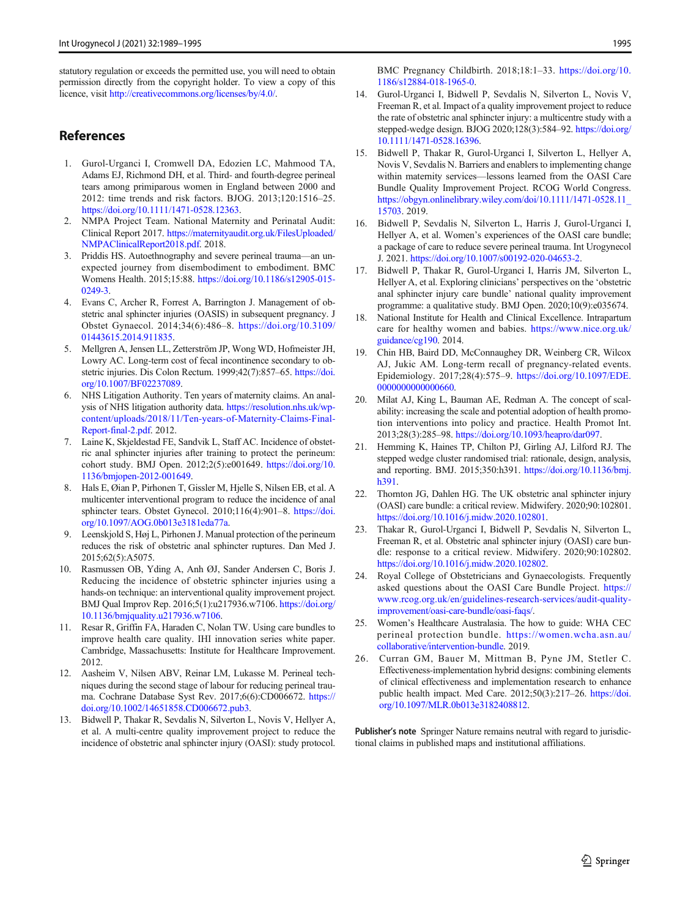statutory regulation or exceeds the permitted use, you will need to obtain permission directly from the copyright holder. To view a copy of this licence, visit http://creativecommons.org/licenses/by/4.0/.

## References

1. Gurol-Urganci I, Cromwell DA, Edozien LC, Mahmood TA, Adams EJ, Richmond DH, et al. Third- and fourth-degree perineal tears among primiparous women in England between 2000 and 2012: time trends and risk factors. BJOG. 2013;120:1516–25. https://doi.org/10.1111/1471-0528.12363.
2. NMPA Project Team. National Maternity and Perinatal Audit: Clinical Report 2017. https://maternityaudit.org.uk/FilesUploaded/NMPAClinicalReport2018.pdf. 2018.
3. Priddis HS. Autoethnography and severe perineal trauma—an unexpected journey from disembodiment to embodiment. BMC Womens Health. 2015;15:88. https://doi.org/10.1186/s12905-015-0249-3.
4. Evans C, Archer R, Forrest A, Barrington J. Management of obstetric anal sphincter injuries (OASIS) in subsequent pregnancy. J Obstet Gynaecol. 2014;34(6):486–8. https://doi.org/10.3109/01443615.2014.911835.
5. Mellgren A, Jensen LL, Zetterström JP, Wong WD, Hofmeister JH, Lowry AC. Long-term cost of fecal incontinence secondary to obstetric injuries. Dis Colon Rectum. 1999;42(7):857–65. https://doi.org/10.1007/BF02237089.
6. NHS Litigation Authority. Ten years of maternity claims. An analysis of NHS litigation authority data. https://resolution.nhs.uk/wp-content/uploads/2018/11/Ten-years-of-Maternity-Claims-Final-Report-final-2.pdf. 2012.
7. Laine K, Skjeldestad FE, Sandvik L, Staff AC. Incidence of obstetric anal sphincter injuries after training to protect the perineum: cohort study. BMJ Open. 2012;2(5):e001649. https://doi.org/10.1136/bmjopen-2012-001649.
8. Hals E, Øian P, Pirhonen T, Gissler M, Hjelle S, Nilsen EB, et al. A multicenter interventional program to reduce the incidence of anal sphincter tears. Obstet Gynecol. 2010;116(4):901–8. https://doi.org/10.1097/AOG.0b013e3181eda77a.
9. Leenskjold S, Høj L, Pirhonen J. Manual protection of the perineum reduces the risk of obstetric anal sphincter ruptures. Dan Med J. 2015;62(5):A5075.
10. Rasmussen OB, Yding A, Anh ØJ, Sander Andersen C, Boris J. Reducing the incidence of obstetric sphincter injuries using a hands-on technique: an interventional quality improvement project. BMJ Qual Improv Rep. 2016;5(1):u217936.w7106. https://doi.org/10.1136/bmjquality.u217936.w7106.
11. Resar R, Griffin FA, Haraden C, Nolan TW. Using care bundles to improve health care quality. IHI innovation series white paper. Cambridge, Massachusetts: Institute for Healthcare Improvement. 2012.
12. Aasheim V, Nilsen ABV, Reinar LM, Lukasse M. Perineal techniques during the second stage of labour for reducing perineal trauma. Cochrane Database Syst Rev. 2017;6(6):CD006672. https://doi.org/10.1002/14651858.CD006672.pub3.
13. Bidwell P, Thakar R, Sevdalis N, Silverton L, Novis V, Hellyer A, et al. A multi-centre quality improvement project to reduce the incidence of obstetric anal sphincter injury (OASI): study protocol. BMC Pregnancy Childbirth. 2018;18:1–33. https://doi.org/10.1186/s12884-018-1965-0.
14. Gurol-Urganci I, Bidwell P, Sevdalis N, Silverton L, Novis V, Freeman R, et al. Impact of a quality improvement project to reduce the rate of obstetric anal sphincter injury: a multicentre study with a stepped-wedge design. BJOG 2020;128(3):584–92. https://doi.org/10.1111/1471-0528.16396.
15. Bidwell P, Thakar R, Gurol-Urganci I, Silverton L, Hellyer A, Novis V, Sevdalis N. Barriers and enablers to implementing change within maternity services—lessons learned from the OASI Care Bundle Quality Improvement Project. RCOG World Congress. https://obgyn.onlinelibrary.wiley.com/doi/10.1111/1471-0528.11_15703. 2019.
16. Bidwell P, Sevdalis N, Silverton L, Harris J, Gurol-Urganci I, Hellyer A, et al. Women's experiences of the OASI care bundle; a package of care to reduce severe perineal trauma. Int Urogynecol J. 2021. https://doi.org/10.1007/s00192-020-04653-2.
17. Bidwell P, Thakar R, Gurol-Urganci I, Harris JM, Silverton L, Hellyer A, et al. Exploring clinicians' perspectives on the 'obstetric anal sphincter injury care bundle' national quality improvement programme: a qualitative study. BMJ Open. 2020;10(9):e035674.
18. National Institute for Health and Clinical Excellence. Intrapartum care for healthy women and babies. https://www.nice.org.uk/guidance/cg190. 2014.
19. Chin HB, Baird DD, McConnaughey DR, Weinberg CR, Wilcox AJ, Jukic AM. Long-term recall of pregnancy-related events. Epidemiology. 2017;28(4):575–9. https://doi.org/10.1097/EDE.0000000000000660.
20. Milat AJ, King L, Bauman AE, Redman A. The concept of scalability: increasing the scale and potential adoption of health promotion interventions into policy and practice. Health Promot Int. 2013;28(3):285–98. https://doi.org/10.1093/heapro/dar097.
21. Hemming K, Haines TP, Chilton PJ, Girling AJ, Lilford RJ. The stepped wedge cluster randomised trial: rationale, design, analysis, and reporting. BMJ. 2015;350:h391. https://doi.org/10.1136/bmj.h391.
22. Thornton JG, Dahlen HG. The UK obstetric anal sphincter injury (OASI) care bundle: a critical review. Midwifery. 2020;90:102801. https://doi.org/10.1016/j.midw.2020.102801.
23. Thakar R, Gurol-Urganci I, Bidwell P, Sevdalis N, Silverton L, Freeman R, et al. Obstetric anal sphincter injury (OASI) care bundle: response to a critical review. Midwifery. 2020;90:102802. https://doi.org/10.1016/j.midw.2020.102802.
24. Royal College of Obstetricians and Gynaecologists. Frequently asked questions about the OASI Care Bundle Project. https://www.rcog.org.uk/en/guidelines-research-services/audit-quality-improvement/oasi-care-bundle/oasi-faqs/.
25. Women's Healthcare Australasia. The how to guide: WHA CEC perineal protection bundle. https://women.wcha.asn.au/collaborative/intervention-bundle. 2019.
26. Curran GM, Bauer M, Mittman B, Pyne JM, Stetler C. Effectiveness-implementation hybrid designs: combining elements of clinical effectiveness and implementation research to enhance public health impact. Med Care. 2012;50(3):217–26. https://doi.org/10.1097/MLR.0b013e3182408812.

**Publisher's note** Springer Nature remains neutral with regard to jurisdictional claims in published maps and institutional affiliations.